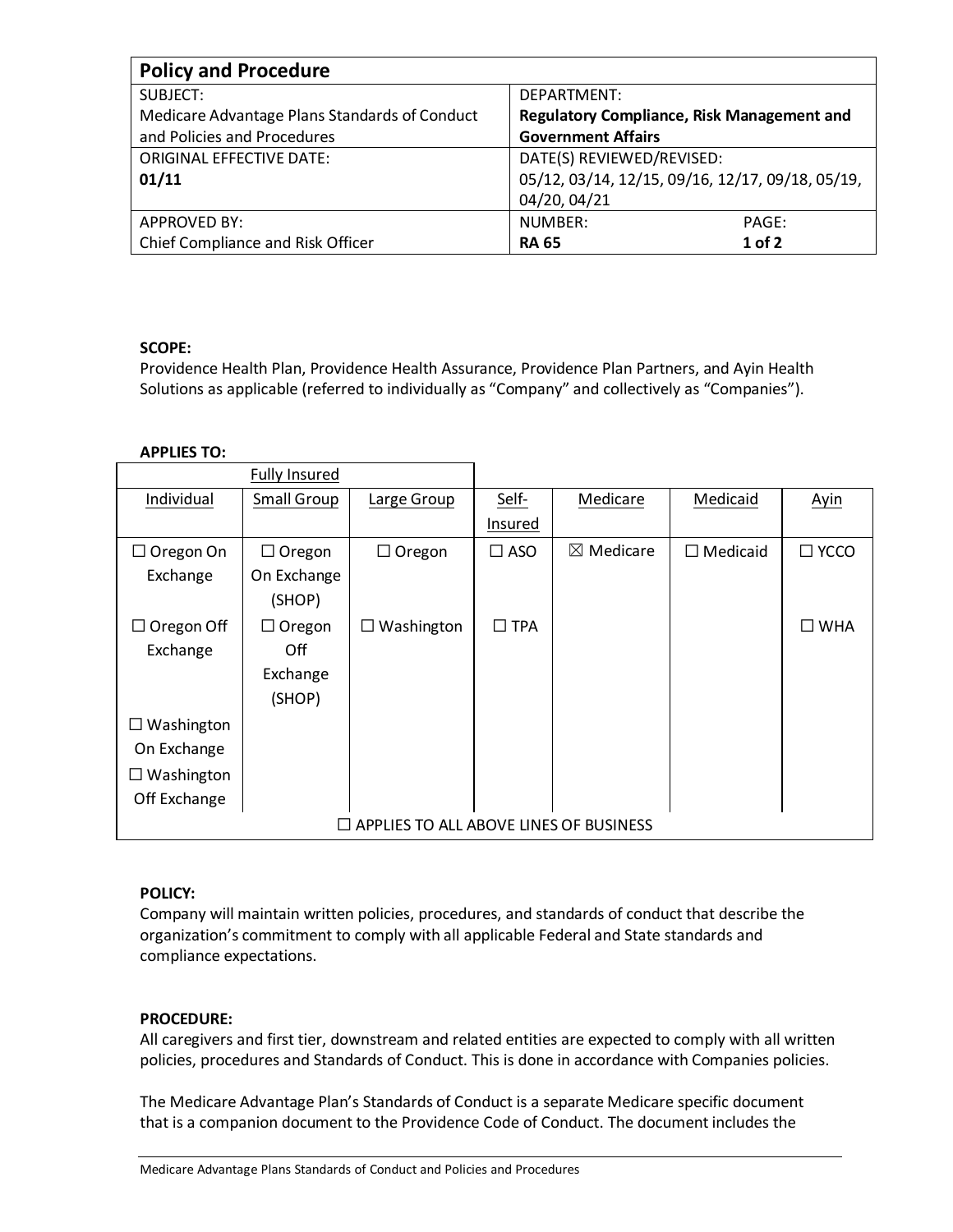| **Policy and Procedure** | | |
|---|---|---|
| SUBJECT:<br>Medicare Advantage Plans Standards of Conduct and Policies and Procedures | DEPARTMENT:<br>**Regulatory Compliance, Risk Management and Government Affairs** | |
| ORIGINAL EFFECTIVE DATE:<br>**01/11** | DATE(S) REVIEWED/REVISED:<br>05/12, 03/14, 12/15, 09/16, 12/17, 09/18, 05/19, 04/20, 04/21 | |
| APPROVED BY:<br>Chief Compliance and Risk Officer | NUMBER:<br>**RA 65** | PAGE:<br>**1 of 2** |

**SCOPE:**
Providence Health Plan, Providence Health Assurance, Providence Plan Partners, and Ayin Health Solutions as applicable (referred to individually as "Company" and collectively as "Companies").

**APPLIES TO:**

| Fully Insured | | | | | | |
|---|---|---|---|---|---|---|
| Individual | Small Group | Large Group | Self-Insured | Medicare | Medicaid | Ayin |
| ☐ Oregon On Exchange | ☐ Oregon On Exchange (SHOP) | ☐ Oregon | ☐ ASO | ☒ Medicare | ☐ Medicaid | ☐ YCCO |
| ☐ Oregon Off Exchange | ☐ Oregon Off Exchange (SHOP) | ☐ Washington | ☐ TPA | | | ☐ WHA |
| ☐ Washington On Exchange | | | | | | |
| ☐ Washington Off Exchange | | | | | | |
| ☐ APPLIES TO ALL ABOVE LINES OF BUSINESS | | | | | | |

**POLICY:**
Company will maintain written policies, procedures, and standards of conduct that describe the organization's commitment to comply with all applicable Federal and State standards and compliance expectations.

**PROCEDURE:**
All caregivers and first tier, downstream and related entities are expected to comply with all written policies, procedures and Standards of Conduct. This is done in accordance with Companies policies.

The Medicare Advantage Plan's Standards of Conduct is a separate Medicare specific document that is a companion document to the Providence Code of Conduct. The document includes the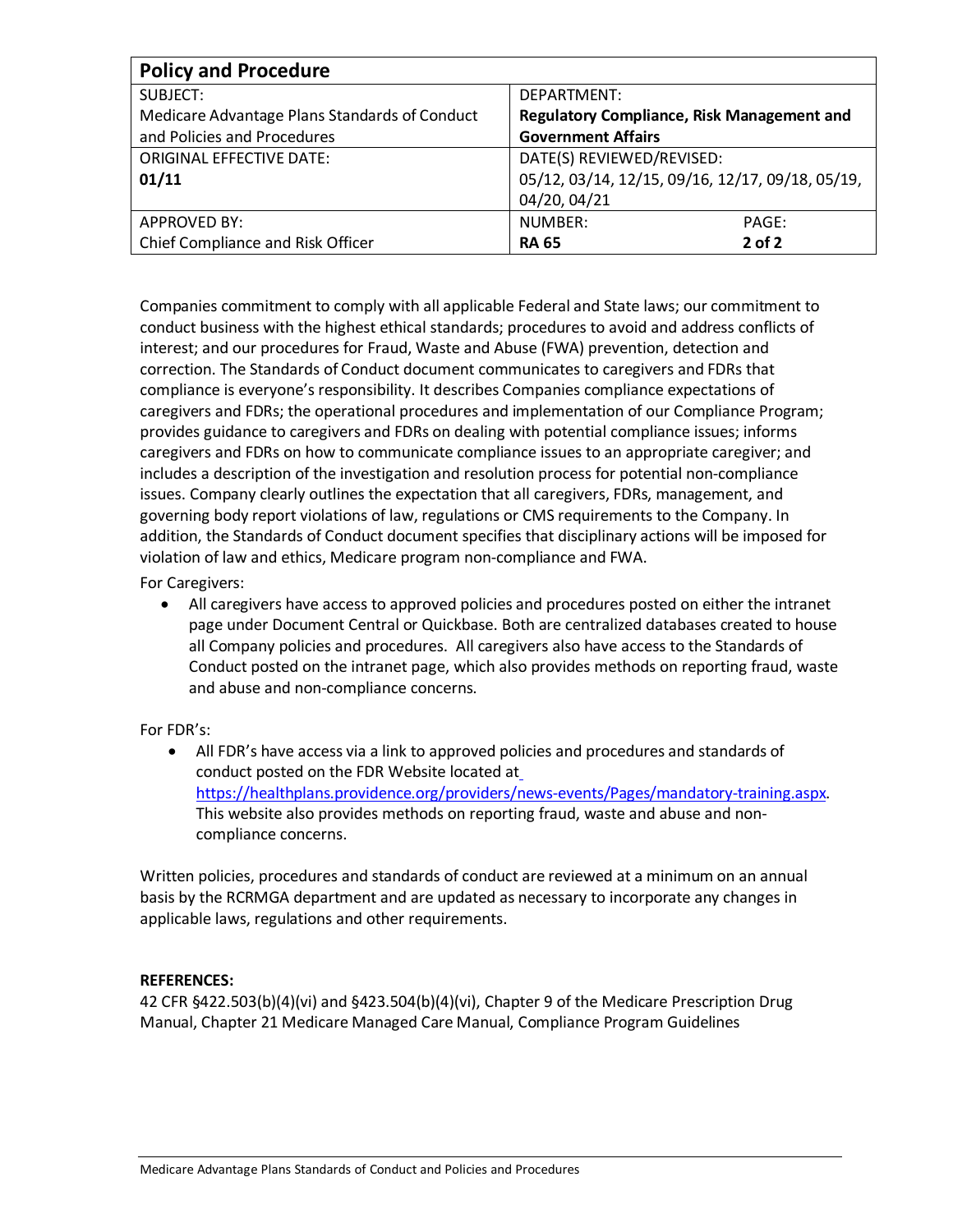| **Policy and Procedure** | | |
| --- | --- | --- |
| SUBJECT:<br>Medicare Advantage Plans Standards of Conduct and Policies and Procedures | DEPARTMENT:<br>**Regulatory Compliance, Risk Management and Government Affairs** | |
| ORIGINAL EFFECTIVE DATE:<br>**01/11** | DATE(S) REVIEWED/REVISED:<br>05/12, 03/14, 12/15, 09/16, 12/17, 09/18, 05/19, 04/20, 04/21 | |
| APPROVED BY:<br>Chief Compliance and Risk Officer | NUMBER:<br>**RA 65** | PAGE:<br>**2 of 2** |

Companies commitment to comply with all applicable Federal and State laws; our commitment to conduct business with the highest ethical standards; procedures to avoid and address conflicts of interest; and our procedures for Fraud, Waste and Abuse (FWA) prevention, detection and correction. The Standards of Conduct document communicates to caregivers and FDRs that compliance is everyone's responsibility. It describes Companies compliance expectations of caregivers and FDRs; the operational procedures and implementation of our Compliance Program; provides guidance to caregivers and FDRs on dealing with potential compliance issues; informs caregivers and FDRs on how to communicate compliance issues to an appropriate caregiver; and includes a description of the investigation and resolution process for potential non-compliance issues. Company clearly outlines the expectation that all caregivers, FDRs, management, and governing body report violations of law, regulations or CMS requirements to the Company. In addition, the Standards of Conduct document specifies that disciplinary actions will be imposed for violation of law and ethics, Medicare program non-compliance and FWA.

For Caregivers:

- All caregivers have access to approved policies and procedures posted on either the intranet page under Document Central or Quickbase. Both are centralized databases created to house all Company policies and procedures. All caregivers also have access to the Standards of Conduct posted on the intranet page, which also provides methods on reporting fraud, waste and abuse and non-compliance concerns.

For FDR's:

- All FDR's have access via a link to approved policies and procedures and standards of conduct posted on the FDR Website located at https://healthplans.providence.org/providers/news-events/Pages/mandatory-training.aspx. This website also provides methods on reporting fraud, waste and abuse and non-compliance concerns.

Written policies, procedures and standards of conduct are reviewed at a minimum on an annual basis by the RCRMGA department and are updated as necessary to incorporate any changes in applicable laws, regulations and other requirements.

**REFERENCES:**

42 CFR §422.503(b)(4)(vi) and §423.504(b)(4)(vi), Chapter 9 of the Medicare Prescription Drug Manual, Chapter 21 Medicare Managed Care Manual, Compliance Program Guidelines